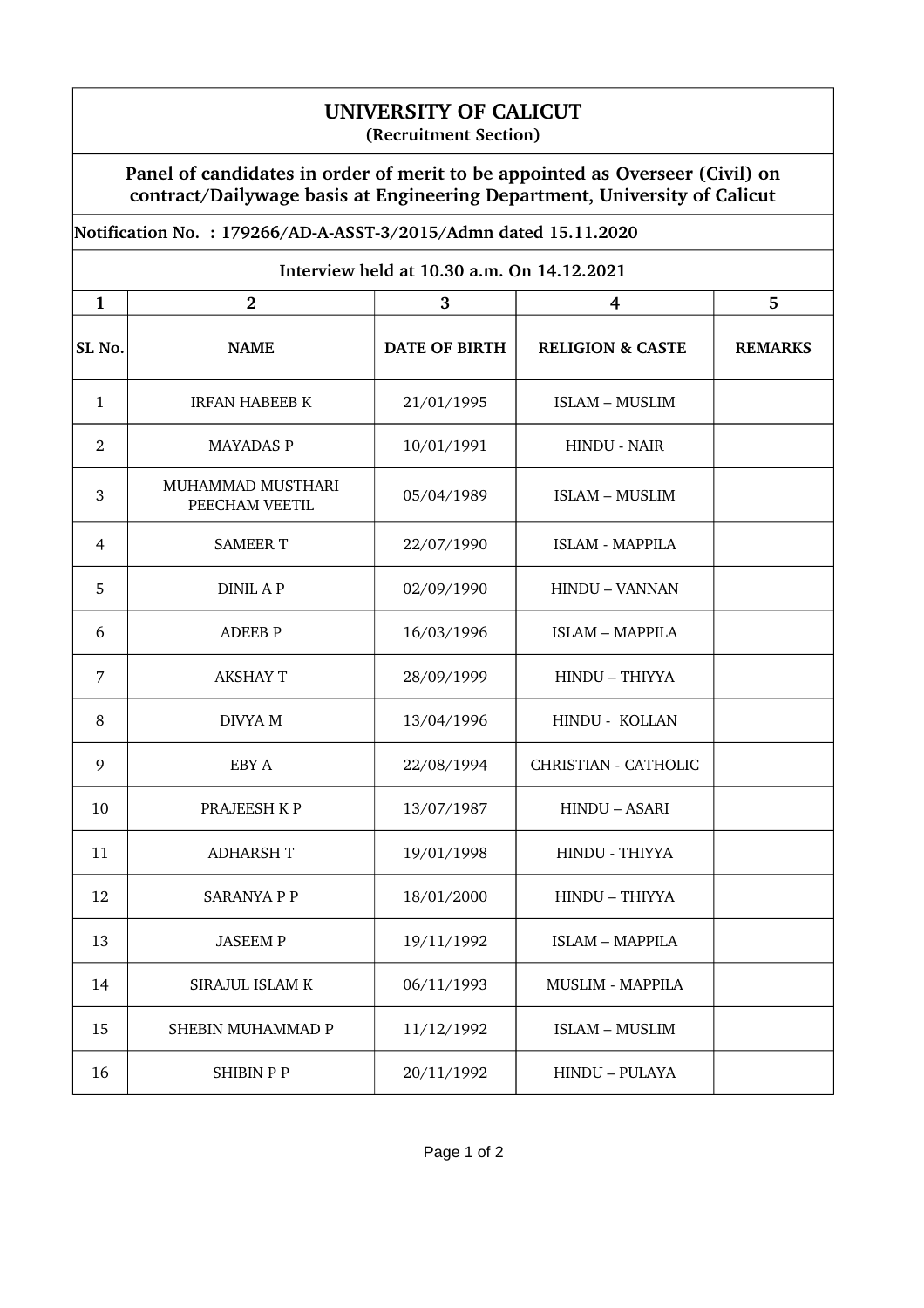# UNIVERSITY OF CALICUT

**(Recruitment Section)**

## Panel of candidates in order of merit to be appointed as Overseer (Civil) on contract/Dailywage basis at Engineering Department, University of Calicut

**Notification No. : 179266/AD-A-ASST-3/2015/Admn dated 15.11.2020**

**Interview held at 10.30 a.m. On 14.12.2021**

| 1 | 2 | 3 | 4 | 5 |
|---|---|---|---|---|
| **SL No.** | **NAME** | **DATE OF BIRTH** | **RELIGION & CASTE** | **REMARKS** |
| 1 | IRFAN HABEEB K | 21/01/1995 | ISLAM – MUSLIM | |
| 2 | MAYADAS P | 10/01/1991 | HINDU - NAIR | |
| 3 | MUHAMMAD MUSTHARI PEECHAM VEETIL | 05/04/1989 | ISLAM – MUSLIM | |
| 4 | SAMEER T | 22/07/1990 | ISLAM - MAPPILA | |
| 5 | DINIL A P | 02/09/1990 | HINDU – VANNAN | |
| 6 | ADEEB P | 16/03/1996 | ISLAM – MAPPILA | |
| 7 | AKSHAY T | 28/09/1999 | HINDU – THIYYA | |
| 8 | DIVYA M | 13/04/1996 | HINDU - KOLLAN | |
| 9 | EBY A | 22/08/1994 | CHRISTIAN - CATHOLIC | |
| 10 | PRAJEESH K P | 13/07/1987 | HINDU – ASARI | |
| 11 | ADHARSH T | 19/01/1998 | HINDU - THIYYA | |
| 12 | SARANYA P P | 18/01/2000 | HINDU – THIYYA | |
| 13 | JASEEM P | 19/11/1992 | ISLAM – MAPPILA | |
| 14 | SIRAJUL ISLAM K | 06/11/1993 | MUSLIM - MAPPILA | |
| 15 | SHEBIN MUHAMMAD P | 11/12/1992 | ISLAM – MUSLIM | |
| 16 | SHIBIN P P | 20/11/1992 | HINDU – PULAYA | |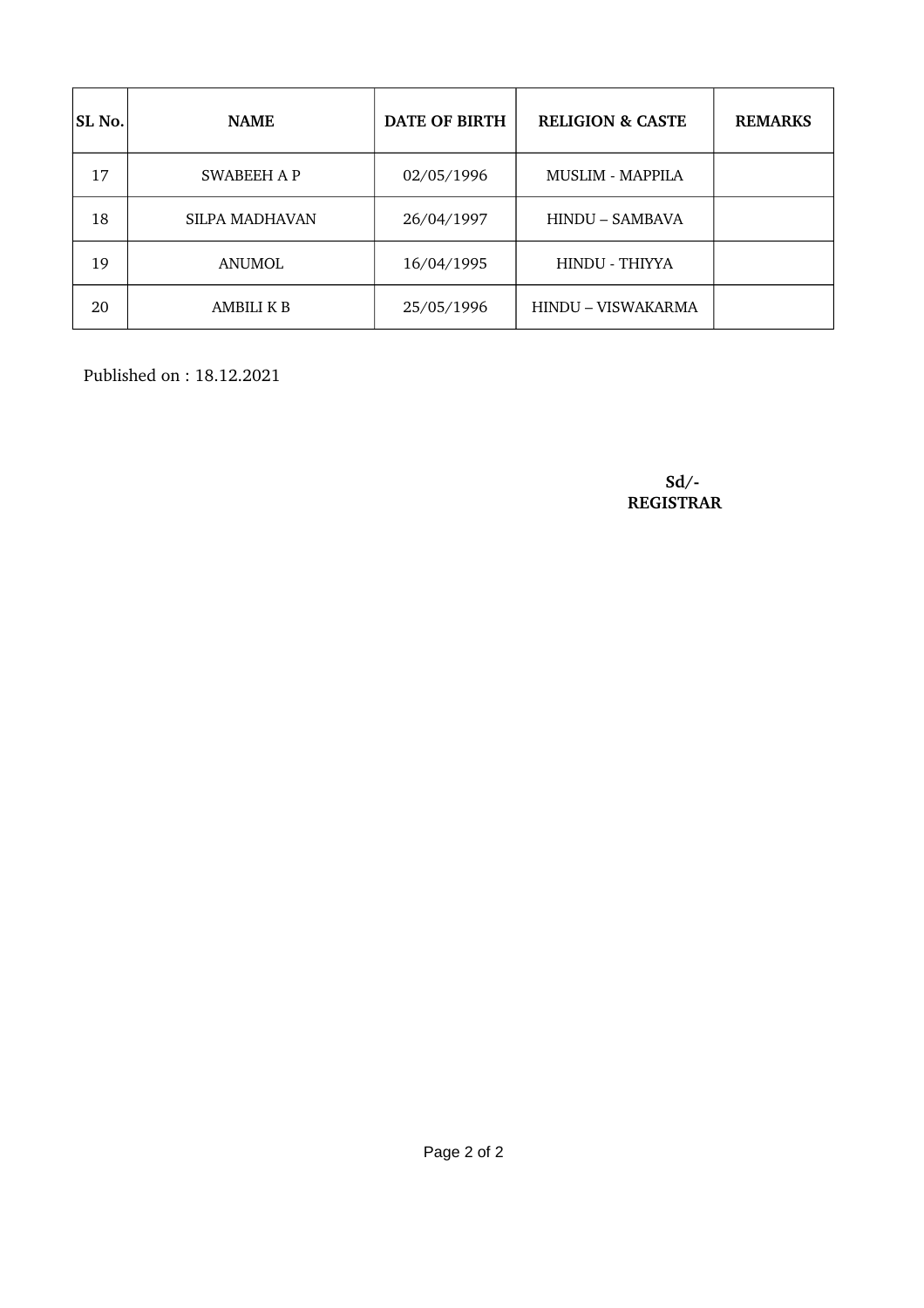| SL No. | NAME | DATE OF BIRTH | RELIGION & CASTE | REMARKS |
|---|---|---|---|---|
| 17 | SWABEEH A P | 02/05/1996 | MUSLIM - MAPPILA | |
| 18 | SILPA MADHAVAN | 26/04/1997 | HINDU – SAMBAVA | |
| 19 | ANUMOL | 16/04/1995 | HINDU - THIYYA | |
| 20 | AMBILI K B | 25/05/1996 | HINDU – VISWAKARMA | |

Published on : 18.12.2021

**Sd/-**
**REGISTRAR**